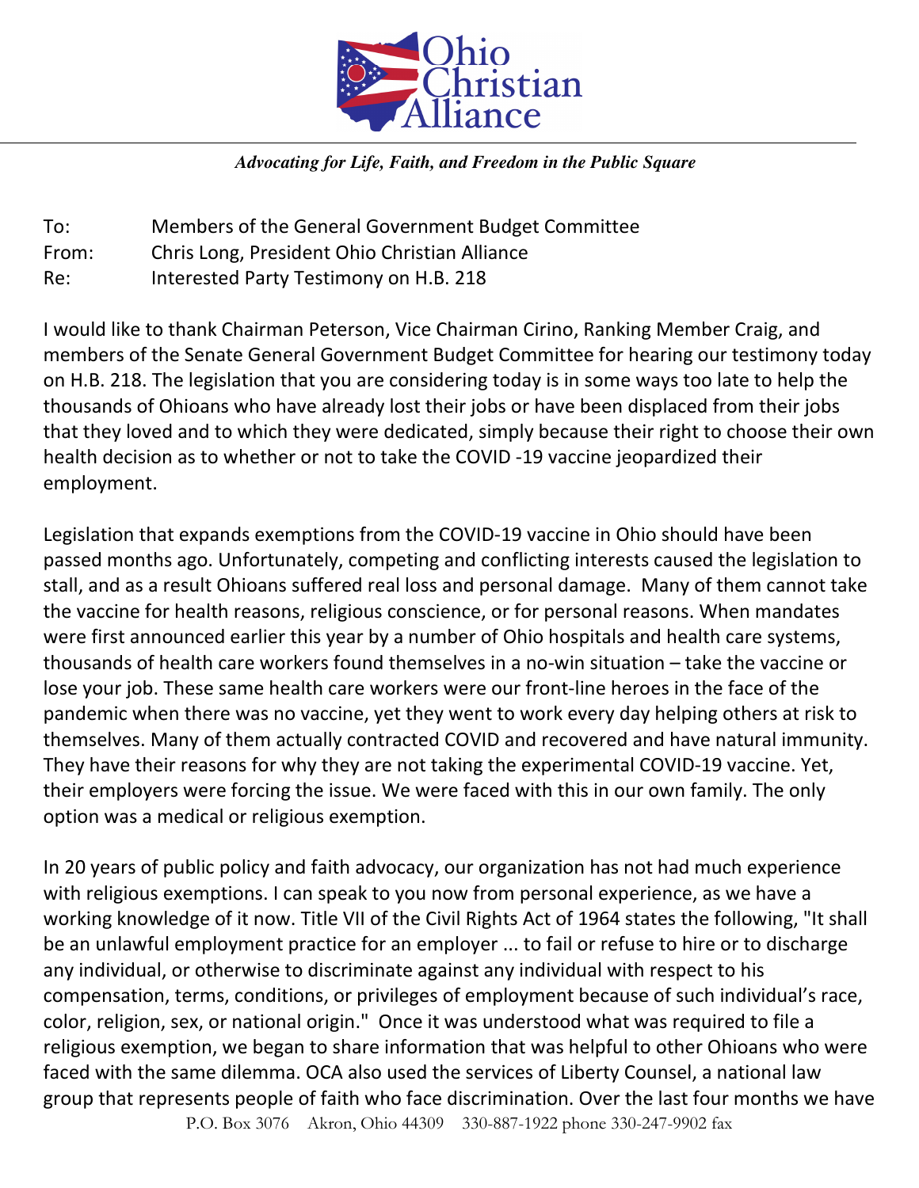# Ohio Christian Alliance

*Advocating for Life, Faith, and Freedom in the Public Square*

To: Members of the General Government Budget Committee
From: Chris Long, President Ohio Christian Alliance
Re: Interested Party Testimony on H.B. 218

I would like to thank Chairman Peterson, Vice Chairman Cirino, Ranking Member Craig, and members of the Senate General Government Budget Committee for hearing our testimony today on H.B. 218. The legislation that you are considering today is in some ways too late to help the thousands of Ohioans who have already lost their jobs or have been displaced from their jobs that they loved and to which they were dedicated, simply because their right to choose their own health decision as to whether or not to take the COVID -19 vaccine jeopardized their employment.

Legislation that expands exemptions from the COVID-19 vaccine in Ohio should have been passed months ago. Unfortunately, competing and conflicting interests caused the legislation to stall, and as a result Ohioans suffered real loss and personal damage. Many of them cannot take the vaccine for health reasons, religious conscience, or for personal reasons. When mandates were first announced earlier this year by a number of Ohio hospitals and health care systems, thousands of health care workers found themselves in a no-win situation – take the vaccine or lose your job. These same health care workers were our front-line heroes in the face of the pandemic when there was no vaccine, yet they went to work every day helping others at risk to themselves. Many of them actually contracted COVID and recovered and have natural immunity. They have their reasons for why they are not taking the experimental COVID-19 vaccine. Yet, their employers were forcing the issue. We were faced with this in our own family. The only option was a medical or religious exemption.

In 20 years of public policy and faith advocacy, our organization has not had much experience with religious exemptions. I can speak to you now from personal experience, as we have a working knowledge of it now. Title VII of the Civil Rights Act of 1964 states the following, "It shall be an unlawful employment practice for an employer ... to fail or refuse to hire or to discharge any individual, or otherwise to discriminate against any individual with respect to his compensation, terms, conditions, or privileges of employment because of such individual's race, color, religion, sex, or national origin." Once it was understood what was required to file a religious exemption, we began to share information that was helpful to other Ohioans who were faced with the same dilemma. OCA also used the services of Liberty Counsel, a national law group that represents people of faith who face discrimination. Over the last four months we have

P.O. Box 3076 Akron, Ohio 44309 330-887-1922 phone 330-247-9902 fax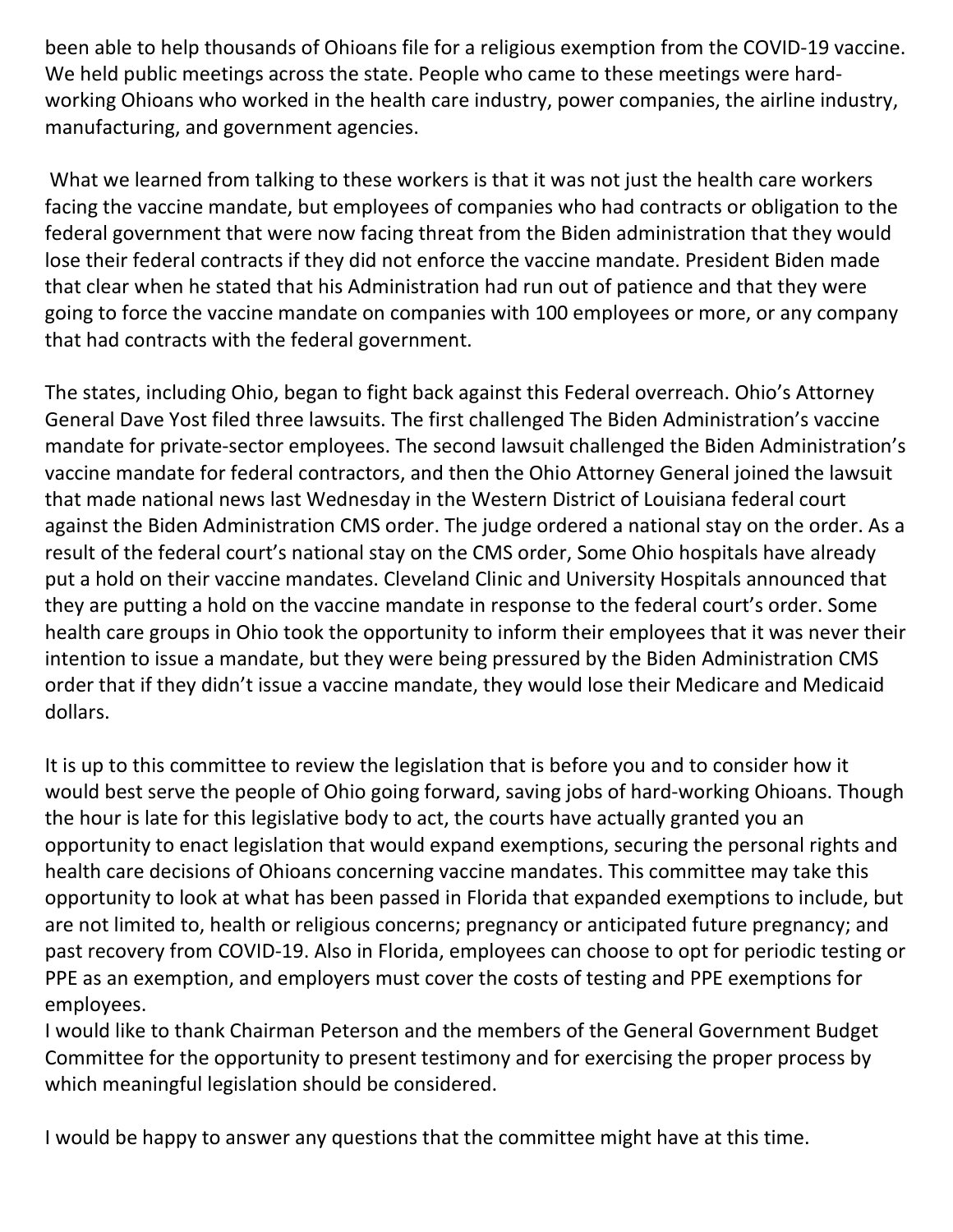been able to help thousands of Ohioans file for a religious exemption from the COVID-19 vaccine. We held public meetings across the state. People who came to these meetings were hard-working Ohioans who worked in the health care industry, power companies, the airline industry, manufacturing, and government agencies.

What we learned from talking to these workers is that it was not just the health care workers facing the vaccine mandate, but employees of companies who had contracts or obligation to the federal government that were now facing threat from the Biden administration that they would lose their federal contracts if they did not enforce the vaccine mandate. President Biden made that clear when he stated that his Administration had run out of patience and that they were going to force the vaccine mandate on companies with 100 employees or more, or any company that had contracts with the federal government.

The states, including Ohio, began to fight back against this Federal overreach. Ohio's Attorney General Dave Yost filed three lawsuits. The first challenged The Biden Administration's vaccine mandate for private-sector employees. The second lawsuit challenged the Biden Administration's vaccine mandate for federal contractors, and then the Ohio Attorney General joined the lawsuit that made national news last Wednesday in the Western District of Louisiana federal court against the Biden Administration CMS order. The judge ordered a national stay on the order. As a result of the federal court's national stay on the CMS order, Some Ohio hospitals have already put a hold on their vaccine mandates. Cleveland Clinic and University Hospitals announced that they are putting a hold on the vaccine mandate in response to the federal court's order. Some health care groups in Ohio took the opportunity to inform their employees that it was never their intention to issue a mandate, but they were being pressured by the Biden Administration CMS order that if they didn't issue a vaccine mandate, they would lose their Medicare and Medicaid dollars.

It is up to this committee to review the legislation that is before you and to consider how it would best serve the people of Ohio going forward, saving jobs of hard-working Ohioans. Though the hour is late for this legislative body to act, the courts have actually granted you an opportunity to enact legislation that would expand exemptions, securing the personal rights and health care decisions of Ohioans concerning vaccine mandates. This committee may take this opportunity to look at what has been passed in Florida that expanded exemptions to include, but are not limited to, health or religious concerns; pregnancy or anticipated future pregnancy; and past recovery from COVID-19. Also in Florida, employees can choose to opt for periodic testing or PPE as an exemption, and employers must cover the costs of testing and PPE exemptions for employees.

I would like to thank Chairman Peterson and the members of the General Government Budget Committee for the opportunity to present testimony and for exercising the proper process by which meaningful legislation should be considered.

I would be happy to answer any questions that the committee might have at this time.